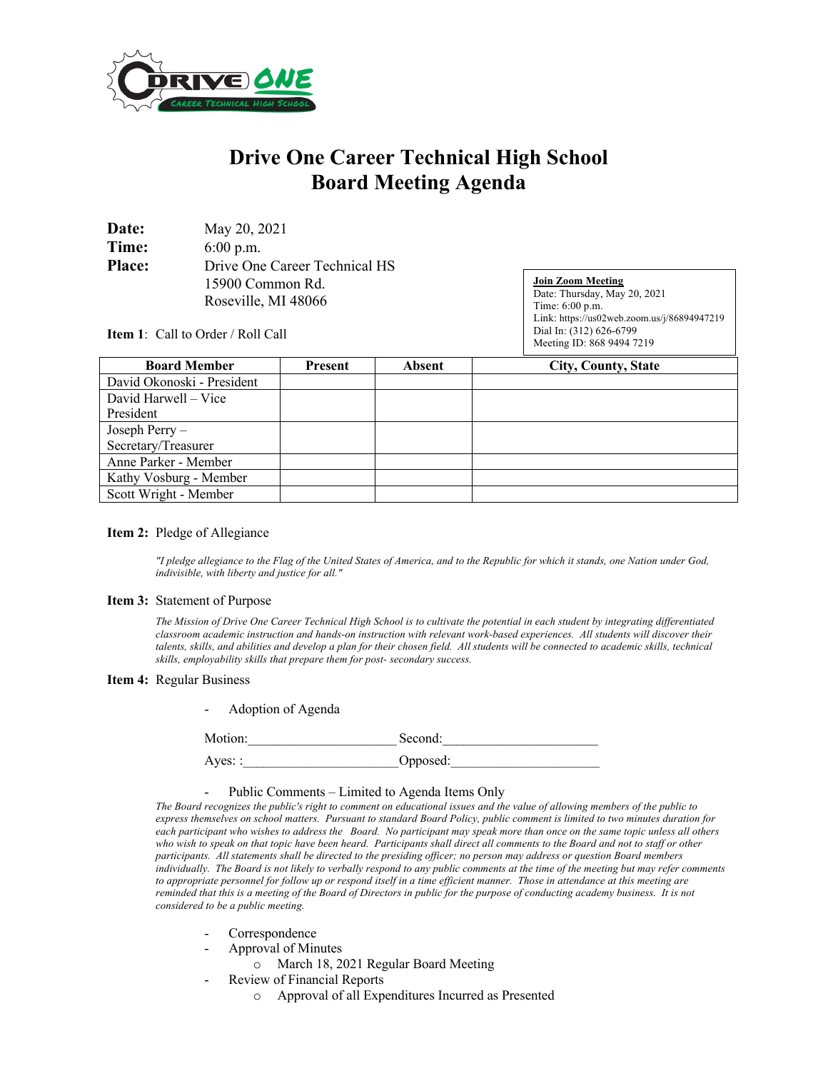# Drive One Career Technical High School
# Board Meeting Agenda

**Date:** May 20, 2021
**Time:** 6:00 p.m.
**Place:** Drive One Career Technical HS
15900 Common Rd.
Roseville, MI 48066

**Join Zoom Meeting**
Date: Thursday, May 20, 2021
Time: 6:00 p.m.
Link: https://us02web.zoom.us/j/86894947219
Dial In: (312) 626-6799
Meeting ID: 868 9494 7219

**Item 1**: Call to Order / Roll Call

| Board Member | Present | Absent | City, County, State |
|---|---|---|---|
| David Okonoski - President | | | |
| David Harwell – Vice President | | | |
| Joseph Perry – Secretary/Treasurer | | | |
| Anne Parker - Member | | | |
| Kathy Vosburg - Member | | | |
| Scott Wright - Member | | | |

**Item 2:** Pledge of Allegiance

*"I pledge allegiance to the Flag of the United States of America, and to the Republic for which it stands, one Nation under God, indivisible, with liberty and justice for all."*

**Item 3:** Statement of Purpose

*The Mission of Drive One Career Technical High School is to cultivate the potential in each student by integrating differentiated classroom academic instruction and hands-on instruction with relevant work-based experiences. All students will discover their talents, skills, and abilities and develop a plan for their chosen field. All students will be connected to academic skills, technical skills, employability skills that prepare them for post- secondary success.*

**Item 4:** Regular Business

- Adoption of Agenda

Motion:_____________________ Second:_____________________

Ayes: :_____________________Opposed:_____________________

- Public Comments – Limited to Agenda Items Only

*The Board recognizes the public's right to comment on educational issues and the value of allowing members of the public to express themselves on school matters. Pursuant to standard Board Policy, public comment is limited to two minutes duration for each participant who wishes to address the Board. No participant may speak more than once on the same topic unless all others who wish to speak on that topic have been heard. Participants shall direct all comments to the Board and not to staff or other participants. All statements shall be directed to the presiding officer; no person may address or question Board members individually. The Board is not likely to verbally respond to any public comments at the time of the meeting but may refer comments to appropriate personnel for follow up or respond itself in a time efficient manner. Those in attendance at this meeting are reminded that this is a meeting of the Board of Directors in public for the purpose of conducting academy business. It is not considered to be a public meeting.*

- Correspondence
- Approval of Minutes
  - March 18, 2021 Regular Board Meeting
- Review of Financial Reports
  - Approval of all Expenditures Incurred as Presented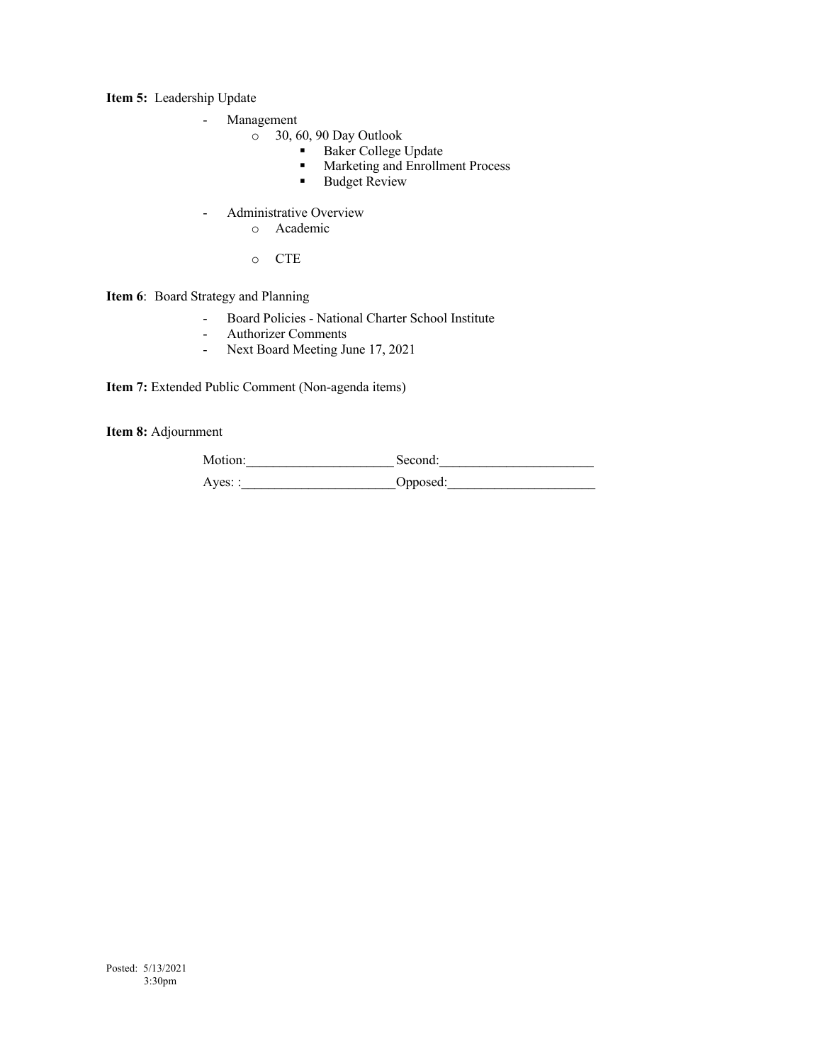**Item 5:** Leadership Update

- Management
  - 30, 60, 90 Day Outlook
    - Baker College Update
    - Marketing and Enrollment Process
    - Budget Review

- Administrative Overview
  - Academic

  - CTE

**Item 6**: Board Strategy and Planning

- Board Policies - National Charter School Institute
- Authorizer Comments
- Next Board Meeting June 17, 2021

**Item 7:** Extended Public Comment (Non-agenda items)

**Item 8:** Adjournment

Motion:______________________ Second:_______________________

Ayes: :_______________________Opposed:______________________

Posted: 5/13/2021
3:30pm